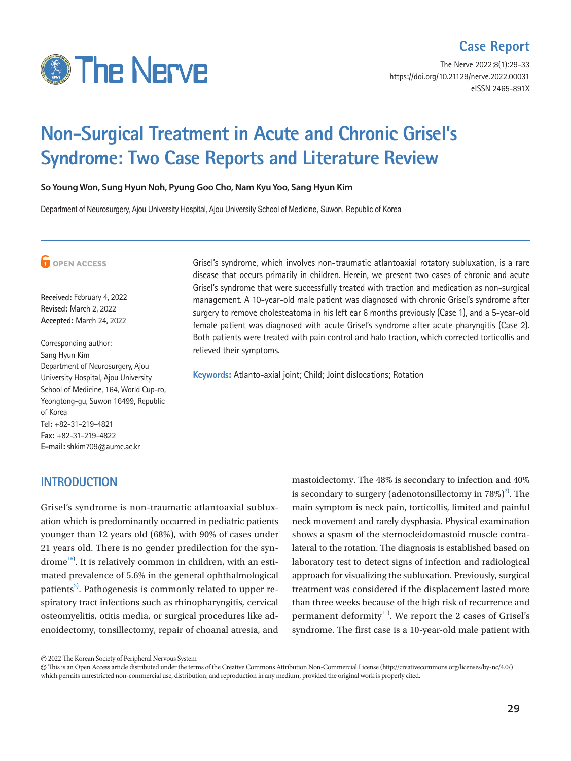Case Report

# Non-Surgical Treatment in Acute and Chronic Grisel's Syndrome: Two Case Reports and Literature Review

**So Young Won, Sung Hyun Noh, Pyung Goo Cho, Nam Kyu Yoo, Sang Hyun Kim**

Department of Neurosurgery, Ajou University Hospital, Ajou University School of Medicine, Suwon, Republic of Korea

OPEN ACCESS

**Received:** February 4, 2022
**Revised:** March 2, 2022
**Accepted:** March 24, 2022

Corresponding author:
Sang Hyun Kim
Department of Neurosurgery, Ajou University Hospital, Ajou University School of Medicine, 164, World Cup-ro, Yeongtong-gu, Suwon 16499, Republic of Korea
**Tel:** +82-31-219-4821
**Fax:** +82-31-219-4822
**E-mail:** shkim709@aumc.ac.kr

Grisel's syndrome, which involves non-traumatic atlantoaxial rotatory subluxation, is a rare disease that occurs primarily in children. Herein, we present two cases of chronic and acute Grisel's syndrome that were successfully treated with traction and medication as non-surgical management. A 10-year-old male patient was diagnosed with chronic Grisel's syndrome after surgery to remove cholesteatoma in his left ear 6 months previously (Case 1), and a 5-year-old female patient was diagnosed with acute Grisel's syndrome after acute pharyngitis (Case 2). Both patients were treated with pain control and halo traction, which corrected torticollis and relieved their symptoms.

**Keywords:** Atlanto-axial joint; Child; Joint dislocations; Rotation

## INTRODUCTION

Grisel's syndrome is non-traumatic atlantoaxial subluxation which is predominantly occurred in pediatric patients younger than 12 years old (68%), with 90% of cases under 21 years old. There is no gender predilection for the syndrome[16]. It is relatively common in children, with an estimated prevalence of 5.6% in the general ophthalmological patients[2]. Pathogenesis is commonly related to upper respiratory tract infections such as rhinopharyngitis, cervical osteomyelitis, otitis media, or surgical procedures like adenoidectomy, tonsillectomy, repair of choanal atresia, and mastoidectomy. The 48% is secondary to infection and 40% is secondary to surgery (adenotonsillectomy in 78%)[2]. The main symptom is neck pain, torticollis, limited and painful neck movement and rarely dysphasia. Physical examination shows a spasm of the sternocleidomastoid muscle contralateral to the rotation. The diagnosis is established based on laboratory test to detect signs of infection and radiological approach for visualizing the subluxation. Previously, surgical treatment was considered if the displacement lasted more than three weeks because of the high risk of recurrence and permanent deformity[11]. We report the 2 cases of Grisel's syndrome. The first case is a 10-year-old male patient with

© 2022 The Korean Society of Peripheral Nervous System
This is an Open Access article distributed under the terms of the Creative Commons Attribution Non-Commercial License (http://creativecommons.org/licenses/by-nc/4.0/) which permits unrestricted non-commercial use, distribution, and reproduction in any medium, provided the original work is properly cited.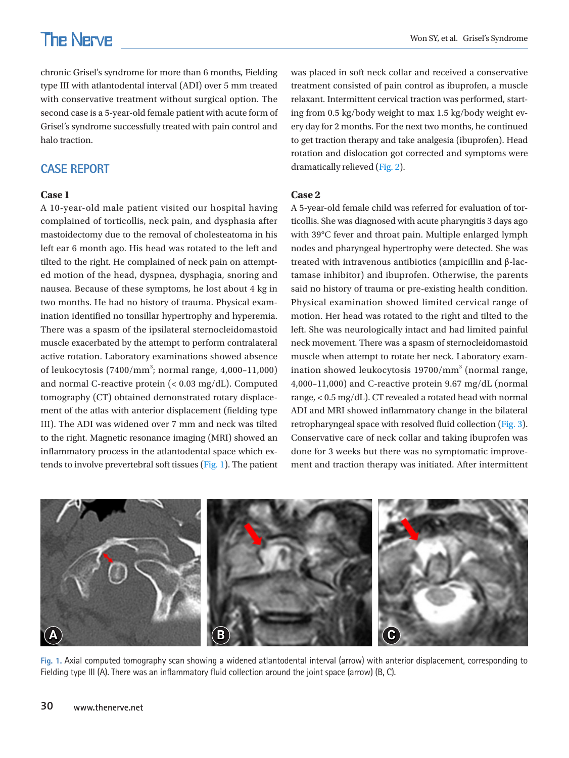chronic Grisel's syndrome for more than 6 months, Fielding type III with atlantodental interval (ADI) over 5 mm treated with conservative treatment without surgical option. The second case is a 5-year-old female patient with acute form of Grisel's syndrome successfully treated with pain control and halo traction.

## CASE REPORT

### Case 1

A 10-year-old male patient visited our hospital having complained of torticollis, neck pain, and dysphasia after mastoidectomy due to the removal of cholesteatoma in his left ear 6 month ago. His head was rotated to the left and tilted to the right. He complained of neck pain on attempted motion of the head, dyspnea, dysphagia, snoring and nausea. Because of these symptoms, he lost about 4 kg in two months. He had no history of trauma. Physical examination identified no tonsillar hypertrophy and hyperemia. There was a spasm of the ipsilateral sternocleidomastoid muscle exacerbated by the attempt to perform contralateral active rotation. Laboratory examinations showed absence of leukocytosis (7400/mm$^3$; normal range, 4,000–11,000) and normal C-reactive protein (< 0.03 mg/dL). Computed tomography (CT) obtained demonstrated rotary displacement of the atlas with anterior displacement (fielding type III). The ADI was widened over 7 mm and neck was tilted to the right. Magnetic resonance imaging (MRI) showed an inflammatory process in the atlantodental space which extends to involve prevertebral soft tissues (Fig. 1). The patient was placed in soft neck collar and received a conservative treatment consisted of pain control as ibuprofen, a muscle relaxant. Intermittent cervical traction was performed, starting from 0.5 kg/body weight to max 1.5 kg/body weight every day for 2 months. For the next two months, he continued to get traction therapy and take analgesia (ibuprofen). Head rotation and dislocation got corrected and symptoms were dramatically relieved (Fig. 2).

### Case 2

A 5-year-old female child was referred for evaluation of torticollis. She was diagnosed with acute pharyngitis 3 days ago with 39°C fever and throat pain. Multiple enlarged lymph nodes and pharyngeal hypertrophy were detected. She was treated with intravenous antibiotics (ampicillin and β-lactamase inhibitor) and ibuprofen. Otherwise, the parents said no history of trauma or pre-existing health condition. Physical examination showed limited cervical range of motion. Her head was rotated to the right and tilted to the left. She was neurologically intact and had limited painful neck movement. There was a spasm of sternocleidomastoid muscle when attempt to rotate her neck. Laboratory examination showed leukocytosis 19700/mm$^3$ (normal range, 4,000–11,000) and C-reactive protein 9.67 mg/dL (normal range, < 0.5 mg/dL). CT revealed a rotated head with normal ADI and MRI showed inflammatory change in the bilateral retropharyngeal space with resolved fluid collection (Fig. 3). Conservative care of neck collar and taking ibuprofen was done for 3 weeks but there was no symptomatic improvement and traction therapy was initiated. After intermittent

Fig. 1. Axial computed tomography scan showing a widened atlantodental interval (arrow) with anterior displacement, corresponding to Fielding type III (A). There was an inflammatory fluid collection around the joint space (arrow) (B, C).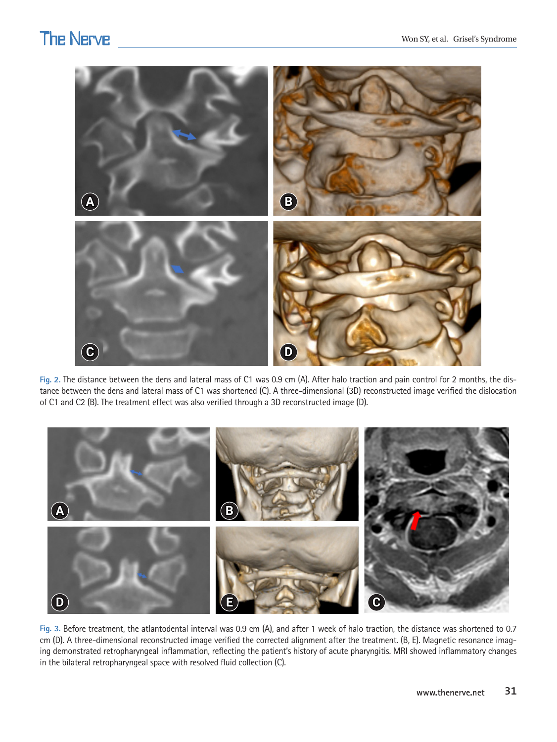Fig. 2. The distance between the dens and lateral mass of C1 was 0.9 cm (A). After halo traction and pain control for 2 months, the distance between the dens and lateral mass of C1 was shortened (C). A three-dimensional (3D) reconstructed image verified the dislocation of C1 and C2 (B). The treatment effect was also verified through a 3D reconstructed image (D).

Fig. 3. Before treatment, the atlantodental interval was 0.9 cm (A), and after 1 week of halo traction, the distance was shortened to 0.7 cm (D). A three-dimensional reconstructed image verified the corrected alignment after the treatment. (B, E). Magnetic resonance imaging demonstrated retropharyngeal inflammation, reflecting the patient's history of acute pharyngitis. MRI showed inflammatory changes in the bilateral retropharyngeal space with resolved fluid collection (C).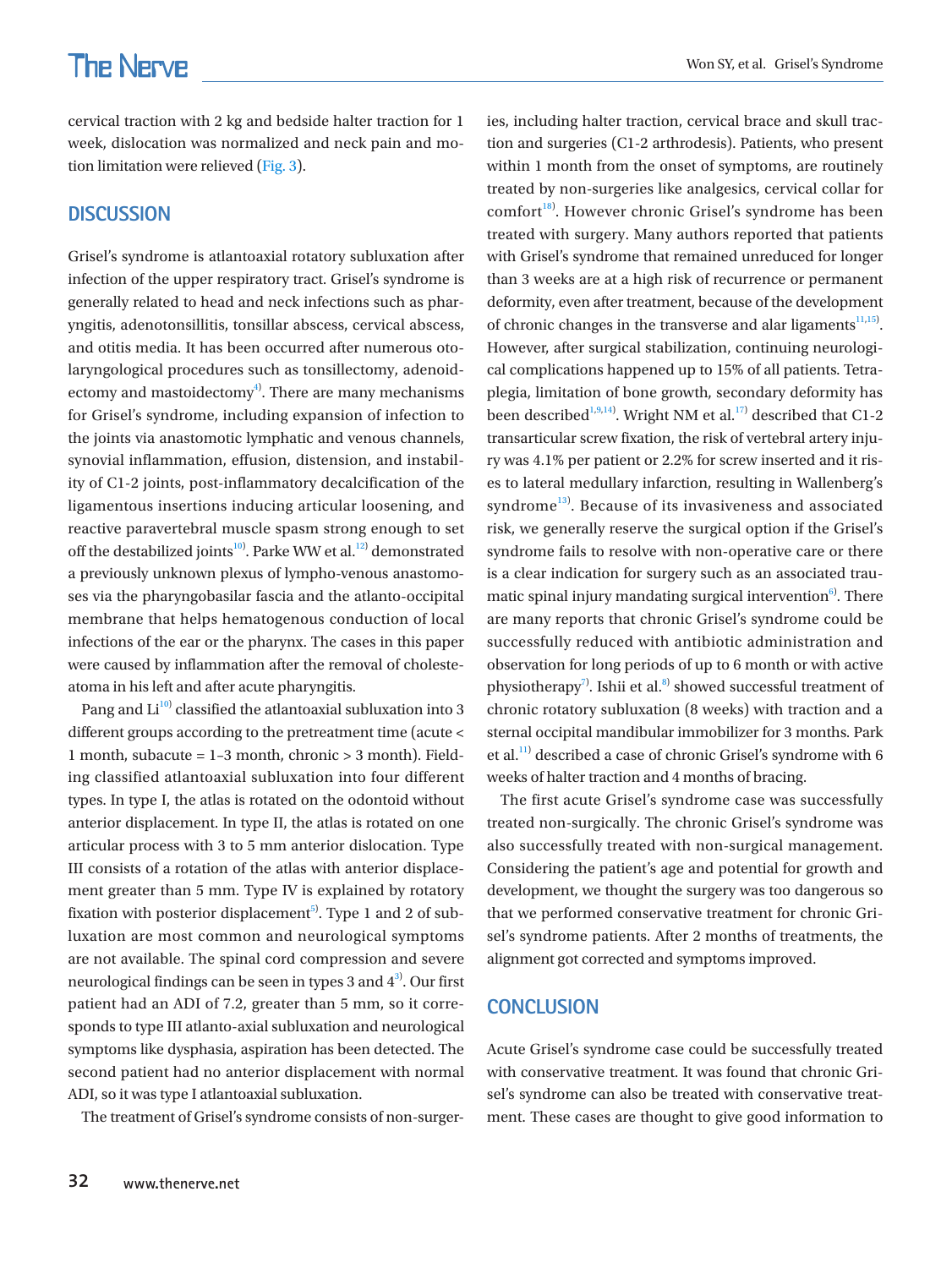cervical traction with 2 kg and bedside halter traction for 1 week, dislocation was normalized and neck pain and motion limitation were relieved (Fig. 3).

## DISCUSSION

Grisel's syndrome is atlantoaxial rotatory subluxation after infection of the upper respiratory tract. Grisel's syndrome is generally related to head and neck infections such as pharyngitis, adenotonsillitis, tonsillar abscess, cervical abscess, and otitis media. It has been occurred after numerous otolaryngological procedures such as tonsillectomy, adenoidectomy and mastoidectomy[4]. There are many mechanisms for Grisel's syndrome, including expansion of infection to the joints via anastomotic lymphatic and venous channels, synovial inflammation, effusion, distension, and instability of C1-2 joints, post-inflammatory decalcification of the ligamentous insertions inducing articular loosening, and reactive paravertebral muscle spasm strong enough to set off the destabilized joints[10]. Parke WW et al.[12] demonstrated a previously unknown plexus of lympho-venous anastomoses via the pharyngobasilar fascia and the atlanto-occipital membrane that helps hematogenous conduction of local infections of the ear or the pharynx. The cases in this paper were caused by inflammation after the removal of cholesteatoma in his left and after acute pharyngitis.

Pang and Li[10] classified the atlantoaxial subluxation into 3 different groups according to the pretreatment time (acute < 1 month, subacute = 1–3 month, chronic > 3 month). Fielding classified atlantoaxial subluxation into four different types. In type I, the atlas is rotated on the odontoid without anterior displacement. In type II, the atlas is rotated on one articular process with 3 to 5 mm anterior dislocation. Type III consists of a rotation of the atlas with anterior displacement greater than 5 mm. Type IV is explained by rotatory fixation with posterior displacement[5]. Type 1 and 2 of subluxation are most common and neurological symptoms are not available. The spinal cord compression and severe neurological findings can be seen in types 3 and 4[3]. Our first patient had an ADI of 7.2, greater than 5 mm, so it corresponds to type III atlanto-axial subluxation and neurological symptoms like dysphasia, aspiration has been detected. The second patient had no anterior displacement with normal ADI, so it was type I atlantoaxial subluxation.

The treatment of Grisel's syndrome consists of non-surgeries, including halter traction, cervical brace and skull traction and surgeries (C1-2 arthrodesis). Patients, who present within 1 month from the onset of symptoms, are routinely treated by non-surgeries like analgesics, cervical collar for comfort[18]. However chronic Grisel's syndrome has been treated with surgery. Many authors reported that patients with Grisel's syndrome that remained unreduced for longer than 3 weeks are at a high risk of recurrence or permanent deformity, even after treatment, because of the development of chronic changes in the transverse and alar ligaments[11,15]. However, after surgical stabilization, continuing neurological complications happened up to 15% of all patients. Tetraplegia, limitation of bone growth, secondary deformity has been described[1,9,14]. Wright NM et al.[17] described that C1-2 transarticular screw fixation, the risk of vertebral artery injury was 4.1% per patient or 2.2% for screw inserted and it rises to lateral medullary infarction, resulting in Wallenberg's syndrome[13]. Because of its invasiveness and associated risk, we generally reserve the surgical option if the Grisel's syndrome fails to resolve with non-operative care or there is a clear indication for surgery such as an associated traumatic spinal injury mandating surgical intervention[6]. There are many reports that chronic Grisel's syndrome could be successfully reduced with antibiotic administration and observation for long periods of up to 6 month or with active physiotherapy[7]. Ishii et al.[8] showed successful treatment of chronic rotatory subluxation (8 weeks) with traction and a sternal occipital mandibular immobilizer for 3 months. Park et al.[11] described a case of chronic Grisel's syndrome with 6 weeks of halter traction and 4 months of bracing.

The first acute Grisel's syndrome case was successfully treated non-surgically. The chronic Grisel's syndrome was also successfully treated with non-surgical management. Considering the patient's age and potential for growth and development, we thought the surgery was too dangerous so that we performed conservative treatment for chronic Grisel's syndrome patients. After 2 months of treatments, the alignment got corrected and symptoms improved.

## CONCLUSION

Acute Grisel's syndrome case could be successfully treated with conservative treatment. It was found that chronic Grisel's syndrome can also be treated with conservative treatment. These cases are thought to give good information to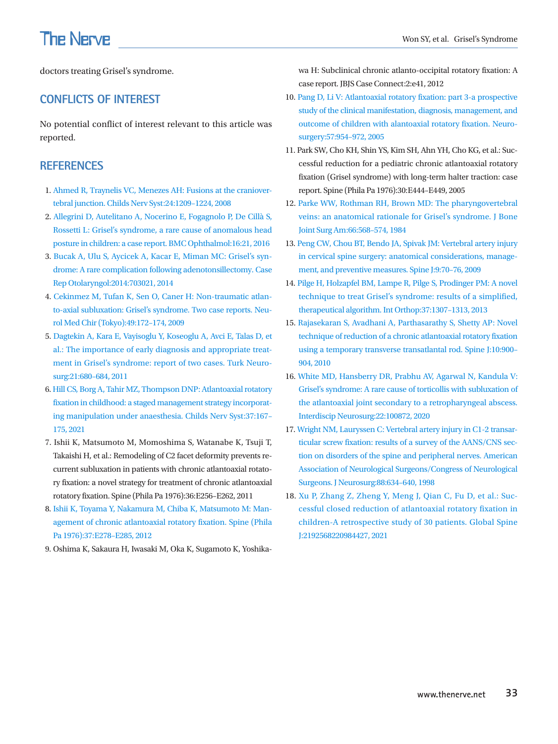doctors treating Grisel's syndrome.

## CONFLICTS OF INTEREST

No potential conflict of interest relevant to this article was reported.

## REFERENCES

1. Ahmed R, Traynelis VC, Menezes AH: Fusions at the craniovertebral junction. Childs Nerv Syst:24:1209–1224, 2008
2. Allegrini D, Autelitano A, Nocerino E, Fogagnolo P, De Cillà S, Rossetti L: Grisel's syndrome, a rare cause of anomalous head posture in children: a case report. BMC Ophthalmol:16:21, 2016
3. Bucak A, Ulu S, Aycicek A, Kacar E, Miman MC: Grisel's syndrome: A rare complication following adenotonsillectomy. Case Rep Otolaryngol:2014:703021, 2014
4. Cekinmez M, Tufan K, Sen O, Caner H: Non-traumatic atlanto-axial subluxation: Grisel's syndrome. Two case reports. Neurol Med Chir (Tokyo):49:172–174, 2009
5. Dagtekin A, Kara E, Vayisoglu Y, Koseoglu A, Avci E, Talas D, et al.: The importance of early diagnosis and appropriate treatment in Grisel's syndrome: report of two cases. Turk Neurosurg:21:680–684, 2011
6. Hill CS, Borg A, Tahir MZ, Thompson DNP: Atlantoaxial rotatory fixation in childhood: a staged management strategy incorporating manipulation under anaesthesia. Childs Nerv Syst:37:167–175, 2021
7. Ishii K, Matsumoto M, Momoshima S, Watanabe K, Tsuji T, Takaishi H, et al.: Remodeling of C2 facet deformity prevents recurrent subluxation in patients with chronic atlantoaxial rotatory fixation: a novel strategy for treatment of chronic atlantoaxial rotatory fixation. Spine (Phila Pa 1976):36:E256–E262, 2011
8. Ishii K, Toyama Y, Nakamura M, Chiba K, Matsumoto M: Management of chronic atlantoaxial rotatory fixation. Spine (Phila Pa 1976):37:E278–E285, 2012
9. Oshima K, Sakaura H, Iwasaki M, Oka K, Sugamoto K, Yoshikawa H: Subclinical chronic atlanto-occipital rotatory fixation: A case report. JBJS Case Connect:2:e41, 2012
10. Pang D, Li V: Atlantoaxial rotatory fixation: part 3-a prospective study of the clinical manifestation, diagnosis, management, and outcome of children with alantoaxial rotatory fixation. Neurosurgery:57:954–972, 2005
11. Park SW, Cho KH, Shin YS, Kim SH, Ahn YH, Cho KG, et al.: Successful reduction for a pediatric chronic atlantoaxial rotatory fixation (Grisel syndrome) with long-term halter traction: case report. Spine (Phila Pa 1976):30:E444–E449, 2005
12. Parke WW, Rothman RH, Brown MD: The pharyngovertebral veins: an anatomical rationale for Grisel's syndrome. J Bone Joint Surg Am:66:568–574, 1984
13. Peng CW, Chou BT, Bendo JA, Spivak JM: Vertebral artery injury in cervical spine surgery: anatomical considerations, management, and preventive measures. Spine J:9:70–76, 2009
14. Pilge H, Holzapfel BM, Lampe R, Pilge S, Prodinger PM: A novel technique to treat Grisel's syndrome: results of a simplified, therapeutical algorithm. Int Orthop:37:1307–1313, 2013
15. Rajasekaran S, Avadhani A, Parthasarathy S, Shetty AP: Novel technique of reduction of a chronic atlantoaxial rotatory fixation using a temporary transverse transatlantal rod. Spine J:10:900–904, 2010
16. White MD, Hansberry DR, Prabhu AV, Agarwal N, Kandula V: Grisel's syndrome: A rare cause of torticollis with subluxation of the atlantoaxial joint secondary to a retropharyngeal abscess. Interdiscip Neurosurg:22:100872, 2020
17. Wright NM, Lauryssen C: Vertebral artery injury in C1-2 transarticular screw fixation: results of a survey of the AANS/CNS section on disorders of the spine and peripheral nerves. American Association of Neurological Surgeons/Congress of Neurological Surgeons. J Neurosurg:88:634–640, 1998
18. Xu P, Zhang Z, Zheng Y, Meng J, Qian C, Fu D, et al.: Successful closed reduction of atlantoaxial rotatory fixation in children-A retrospective study of 30 patients. Global Spine J:2192568220984427, 2021